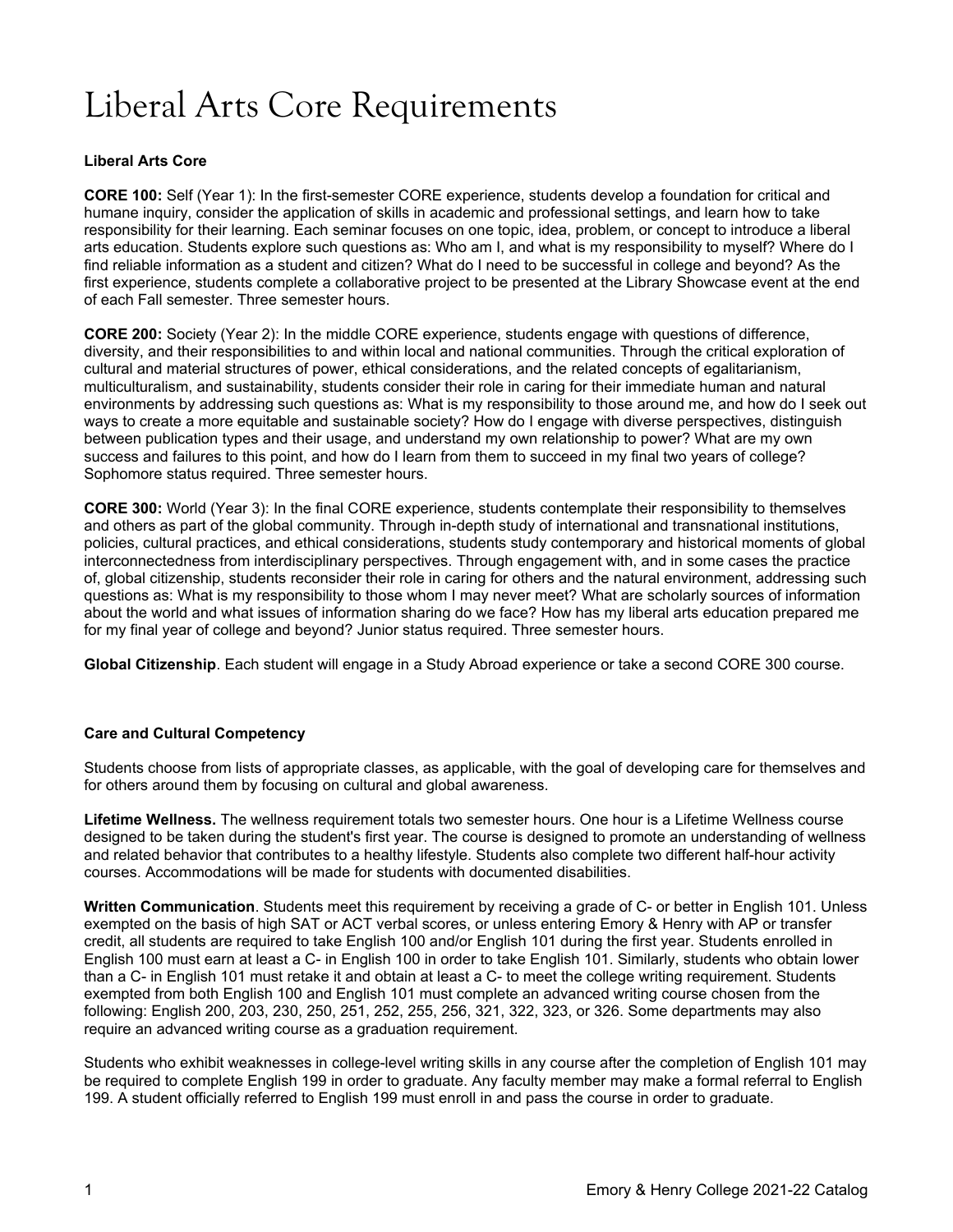# Liberal Arts Core Requirements

**Liberal Arts Core**

**CORE 100:** Self (Year 1): In the first-semester CORE experience, students develop a foundation for critical and humane inquiry, consider the application of skills in academic and professional settings, and learn how to take responsibility for their learning. Each seminar focuses on one topic, idea, problem, or concept to introduce a liberal arts education. Students explore such questions as: Who am I, and what is my responsibility to myself? Where do I find reliable information as a student and citizen? What do I need to be successful in college and beyond? As the first experience, students complete a collaborative project to be presented at the Library Showcase event at the end of each Fall semester. Three semester hours.

**CORE 200:** Society (Year 2): In the middle CORE experience, students engage with questions of difference, diversity, and their responsibilities to and within local and national communities. Through the critical exploration of cultural and material structures of power, ethical considerations, and the related concepts of egalitarianism, multiculturalism, and sustainability, students consider their role in caring for their immediate human and natural environments by addressing such questions as: What is my responsibility to those around me, and how do I seek out ways to create a more equitable and sustainable society? How do I engage with diverse perspectives, distinguish between publication types and their usage, and understand my own relationship to power? What are my own success and failures to this point, and how do I learn from them to succeed in my final two years of college? Sophomore status required. Three semester hours.

**CORE 300:** World (Year 3): In the final CORE experience, students contemplate their responsibility to themselves and others as part of the global community. Through in-depth study of international and transnational institutions, policies, cultural practices, and ethical considerations, students study contemporary and historical moments of global interconnectedness from interdisciplinary perspectives. Through engagement with, and in some cases the practice of, global citizenship, students reconsider their role in caring for others and the natural environment, addressing such questions as: What is my responsibility to those whom I may never meet? What are scholarly sources of information about the world and what issues of information sharing do we face? How has my liberal arts education prepared me for my final year of college and beyond? Junior status required. Three semester hours.

**Global Citizenship**. Each student will engage in a Study Abroad experience or take a second CORE 300 course.

**Care and Cultural Competency**

Students choose from lists of appropriate classes, as applicable, with the goal of developing care for themselves and for others around them by focusing on cultural and global awareness.

**Lifetime Wellness.** The wellness requirement totals two semester hours. One hour is a Lifetime Wellness course designed to be taken during the student's first year. The course is designed to promote an understanding of wellness and related behavior that contributes to a healthy lifestyle. Students also complete two different half-hour activity courses. Accommodations will be made for students with documented disabilities.

**Written Communication**. Students meet this requirement by receiving a grade of C- or better in English 101. Unless exempted on the basis of high SAT or ACT verbal scores, or unless entering Emory & Henry with AP or transfer credit, all students are required to take English 100 and/or English 101 during the first year. Students enrolled in English 100 must earn at least a C- in English 100 in order to take English 101. Similarly, students who obtain lower than a C- in English 101 must retake it and obtain at least a C- to meet the college writing requirement. Students exempted from both English 100 and English 101 must complete an advanced writing course chosen from the following: English 200, 203, 230, 250, 251, 252, 255, 256, 321, 322, 323, or 326. Some departments may also require an advanced writing course as a graduation requirement.

Students who exhibit weaknesses in college-level writing skills in any course after the completion of English 101 may be required to complete English 199 in order to graduate. Any faculty member may make a formal referral to English 199. A student officially referred to English 199 must enroll in and pass the course in order to graduate.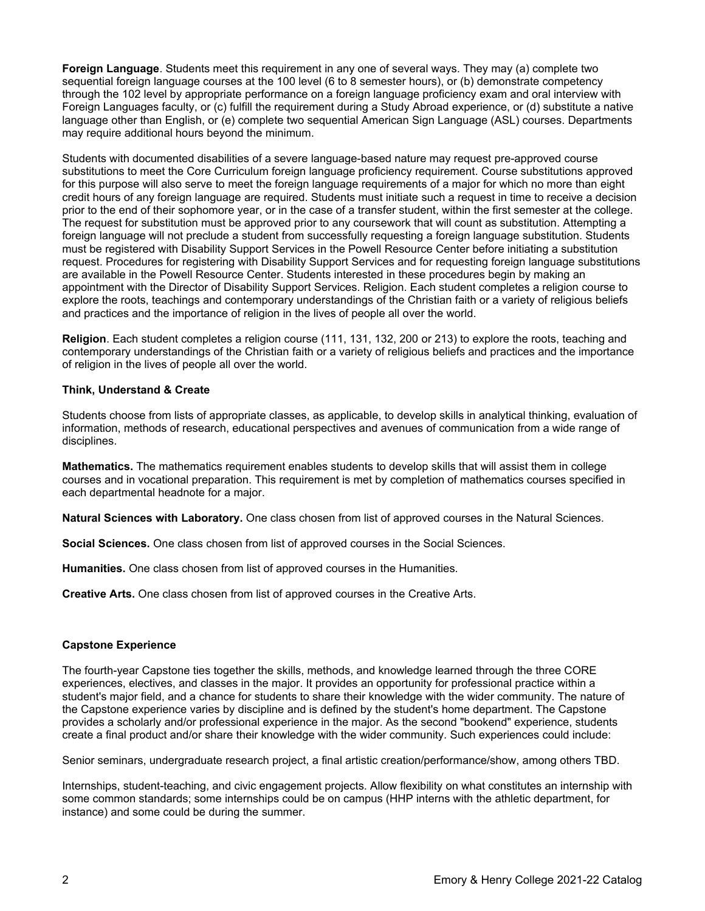**Foreign Language**. Students meet this requirement in any one of several ways. They may (a) complete two sequential foreign language courses at the 100 level (6 to 8 semester hours), or (b) demonstrate competency through the 102 level by appropriate performance on a foreign language proficiency exam and oral interview with Foreign Languages faculty, or (c) fulfill the requirement during a Study Abroad experience, or (d) substitute a native language other than English, or (e) complete two sequential American Sign Language (ASL) courses. Departments may require additional hours beyond the minimum.

Students with documented disabilities of a severe language-based nature may request pre-approved course substitutions to meet the Core Curriculum foreign language proficiency requirement. Course substitutions approved for this purpose will also serve to meet the foreign language requirements of a major for which no more than eight credit hours of any foreign language are required. Students must initiate such a request in time to receive a decision prior to the end of their sophomore year, or in the case of a transfer student, within the first semester at the college. The request for substitution must be approved prior to any coursework that will count as substitution. Attempting a foreign language will not preclude a student from successfully requesting a foreign language substitution. Students must be registered with Disability Support Services in the Powell Resource Center before initiating a substitution request. Procedures for registering with Disability Support Services and for requesting foreign language substitutions are available in the Powell Resource Center. Students interested in these procedures begin by making an appointment with the Director of Disability Support Services. Religion. Each student completes a religion course to explore the roots, teachings and contemporary understandings of the Christian faith or a variety of religious beliefs and practices and the importance of religion in the lives of people all over the world.

**Religion**. Each student completes a religion course (111, 131, 132, 200 or 213) to explore the roots, teaching and contemporary understandings of the Christian faith or a variety of religious beliefs and practices and the importance of religion in the lives of people all over the world.

**Think, Understand & Create**

Students choose from lists of appropriate classes, as applicable, to develop skills in analytical thinking, evaluation of information, methods of research, educational perspectives and avenues of communication from a wide range of disciplines.

**Mathematics.** The mathematics requirement enables students to develop skills that will assist them in college courses and in vocational preparation. This requirement is met by completion of mathematics courses specified in each departmental headnote for a major.

**Natural Sciences with Laboratory.** One class chosen from list of approved courses in the Natural Sciences.

**Social Sciences.** One class chosen from list of approved courses in the Social Sciences.

**Humanities.** One class chosen from list of approved courses in the Humanities.

**Creative Arts.** One class chosen from list of approved courses in the Creative Arts.

**Capstone Experience**

The fourth-year Capstone ties together the skills, methods, and knowledge learned through the three CORE experiences, electives, and classes in the major. It provides an opportunity for professional practice within a student's major field, and a chance for students to share their knowledge with the wider community. The nature of the Capstone experience varies by discipline and is defined by the student's home department. The Capstone provides a scholarly and/or professional experience in the major. As the second "bookend" experience, students create a final product and/or share their knowledge with the wider community. Such experiences could include:

Senior seminars, undergraduate research project, a final artistic creation/performance/show, among others TBD.

Internships, student-teaching, and civic engagement projects. Allow flexibility on what constitutes an internship with some common standards; some internships could be on campus (HHP interns with the athletic department, for instance) and some could be during the summer.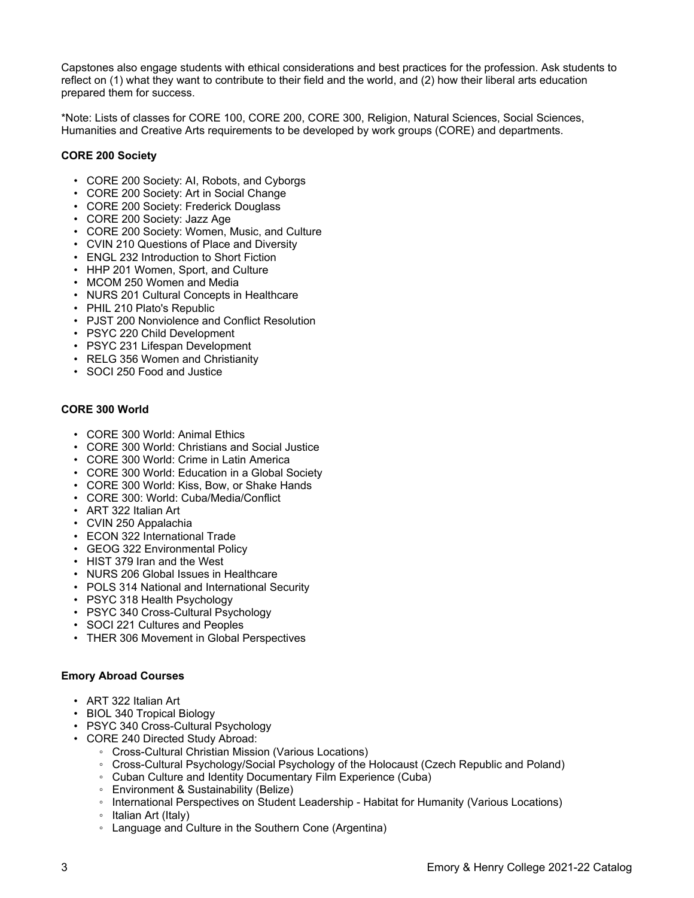Capstones also engage students with ethical considerations and best practices for the profession. Ask students to reflect on (1) what they want to contribute to their field and the world, and (2) how their liberal arts education prepared them for success.

*Note: Lists of classes for CORE 100, CORE 200, CORE 300, Religion, Natural Sciences, Social Sciences, Humanities and Creative Arts requirements to be developed by work groups (CORE) and departments.

**CORE 200 Society**

- CORE 200 Society: AI, Robots, and Cyborgs
- CORE 200 Society: Art in Social Change
- CORE 200 Society: Frederick Douglass
- CORE 200 Society: Jazz Age
- CORE 200 Society: Women, Music, and Culture
- CVIN 210 Questions of Place and Diversity
- ENGL 232 Introduction to Short Fiction
- HHP 201 Women, Sport, and Culture
- MCOM 250 Women and Media
- NURS 201 Cultural Concepts in Healthcare
- PHIL 210 Plato's Republic
- PJST 200 Nonviolence and Conflict Resolution
- PSYC 220 Child Development
- PSYC 231 Lifespan Development
- RELG 356 Women and Christianity
- SOCI 250 Food and Justice

**CORE 300 World**

- CORE 300 World: Animal Ethics
- CORE 300 World: Christians and Social Justice
- CORE 300 World: Crime in Latin America
- CORE 300 World: Education in a Global Society
- CORE 300 World: Kiss, Bow, or Shake Hands
- CORE 300: World: Cuba/Media/Conflict
- ART 322 Italian Art
- CVIN 250 Appalachia
- ECON 322 International Trade
- GEOG 322 Environmental Policy
- HIST 379 Iran and the West
- NURS 206 Global Issues in Healthcare
- POLS 314 National and International Security
- PSYC 318 Health Psychology
- PSYC 340 Cross-Cultural Psychology
- SOCI 221 Cultures and Peoples
- THER 306 Movement in Global Perspectives

**Emory Abroad Courses**

- ART 322 Italian Art
- BIOL 340 Tropical Biology
- PSYC 340 Cross-Cultural Psychology
- CORE 240 Directed Study Abroad:
  - Cross-Cultural Christian Mission (Various Locations)
  - Cross-Cultural Psychology/Social Psychology of the Holocaust (Czech Republic and Poland)
  - Cuban Culture and Identity Documentary Film Experience (Cuba)
  - Environment & Sustainability (Belize)
  - International Perspectives on Student Leadership - Habitat for Humanity (Various Locations)
  - Italian Art (Italy)
  - Language and Culture in the Southern Cone (Argentina)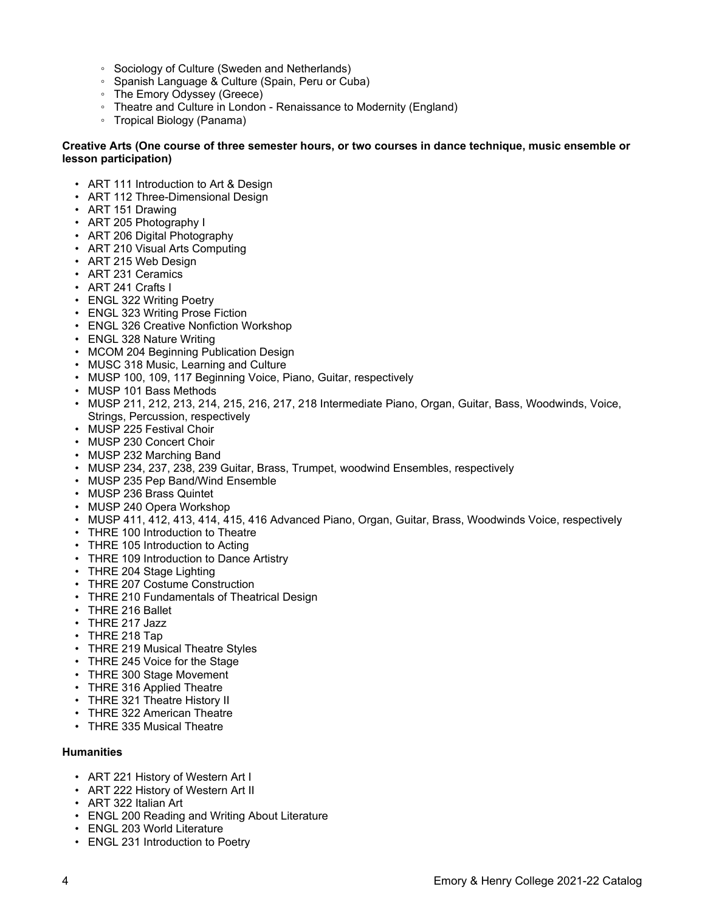- Sociology of Culture (Sweden and Netherlands)
- Spanish Language & Culture (Spain, Peru or Cuba)
- The Emory Odyssey (Greece)
- Theatre and Culture in London - Renaissance to Modernity (England)
- Tropical Biology (Panama)

**Creative Arts (One course of three semester hours, or two courses in dance technique, music ensemble or lesson participation)**

- ART 111 Introduction to Art & Design
- ART 112 Three-Dimensional Design
- ART 151 Drawing
- ART 205 Photography I
- ART 206 Digital Photography
- ART 210 Visual Arts Computing
- ART 215 Web Design
- ART 231 Ceramics
- ART 241 Crafts I
- ENGL 322 Writing Poetry
- ENGL 323 Writing Prose Fiction
- ENGL 326 Creative Nonfiction Workshop
- ENGL 328 Nature Writing
- MCOM 204 Beginning Publication Design
- MUSC 318 Music, Learning and Culture
- MUSP 100, 109, 117 Beginning Voice, Piano, Guitar, respectively
- MUSP 101 Bass Methods
- MUSP 211, 212, 213, 214, 215, 216, 217, 218 Intermediate Piano, Organ, Guitar, Bass, Woodwinds, Voice, Strings, Percussion, respectively
- MUSP 225 Festival Choir
- MUSP 230 Concert Choir
- MUSP 232 Marching Band
- MUSP 234, 237, 238, 239 Guitar, Brass, Trumpet, woodwind Ensembles, respectively
- MUSP 235 Pep Band/Wind Ensemble
- MUSP 236 Brass Quintet
- MUSP 240 Opera Workshop
- MUSP 411, 412, 413, 414, 415, 416 Advanced Piano, Organ, Guitar, Brass, Woodwinds Voice, respectively
- THRE 100 Introduction to Theatre
- THRE 105 Introduction to Acting
- THRE 109 Introduction to Dance Artistry
- THRE 204 Stage Lighting
- THRE 207 Costume Construction
- THRE 210 Fundamentals of Theatrical Design
- THRE 216 Ballet
- THRE 217 Jazz
- THRE 218 Tap
- THRE 219 Musical Theatre Styles
- THRE 245 Voice for the Stage
- THRE 300 Stage Movement
- THRE 316 Applied Theatre
- THRE 321 Theatre History II
- THRE 322 American Theatre
- THRE 335 Musical Theatre

**Humanities**

- ART 221 History of Western Art I
- ART 222 History of Western Art II
- ART 322 Italian Art
- ENGL 200 Reading and Writing About Literature
- ENGL 203 World Literature
- ENGL 231 Introduction to Poetry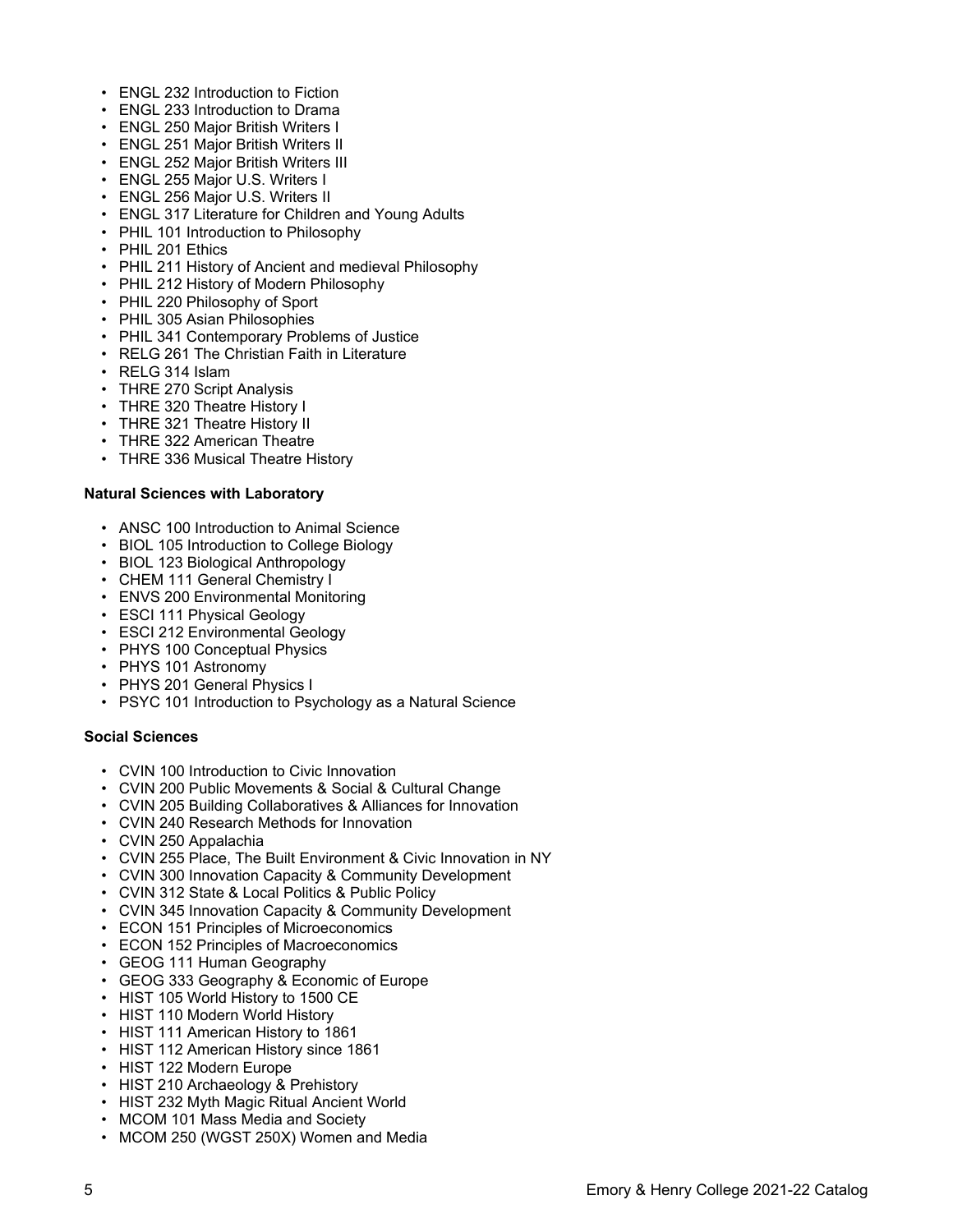- ENGL 232 Introduction to Fiction
- ENGL 233 Introduction to Drama
- ENGL 250 Major British Writers I
- ENGL 251 Major British Writers II
- ENGL 252 Major British Writers III
- ENGL 255 Major U.S. Writers I
- ENGL 256 Major U.S. Writers II
- ENGL 317 Literature for Children and Young Adults
- PHIL 101 Introduction to Philosophy
- PHIL 201 Ethics
- PHIL 211 History of Ancient and medieval Philosophy
- PHIL 212 History of Modern Philosophy
- PHIL 220 Philosophy of Sport
- PHIL 305 Asian Philosophies
- PHIL 341 Contemporary Problems of Justice
- RELG 261 The Christian Faith in Literature
- RELG 314 Islam
- THRE 270 Script Analysis
- THRE 320 Theatre History I
- THRE 321 Theatre History II
- THRE 322 American Theatre
- THRE 336 Musical Theatre History

**Natural Sciences with Laboratory**

- ANSC 100 Introduction to Animal Science
- BIOL 105 Introduction to College Biology
- BIOL 123 Biological Anthropology
- CHEM 111 General Chemistry I
- ENVS 200 Environmental Monitoring
- ESCI 111 Physical Geology
- ESCI 212 Environmental Geology
- PHYS 100 Conceptual Physics
- PHYS 101 Astronomy
- PHYS 201 General Physics I
- PSYC 101 Introduction to Psychology as a Natural Science

**Social Sciences**

- CVIN 100 Introduction to Civic Innovation
- CVIN 200 Public Movements & Social & Cultural Change
- CVIN 205 Building Collaboratives & Alliances for Innovation
- CVIN 240 Research Methods for Innovation
- CVIN 250 Appalachia
- CVIN 255 Place, The Built Environment & Civic Innovation in NY
- CVIN 300 Innovation Capacity & Community Development
- CVIN 312 State & Local Politics & Public Policy
- CVIN 345 Innovation Capacity & Community Development
- ECON 151 Principles of Microeconomics
- ECON 152 Principles of Macroeconomics
- GEOG 111 Human Geography
- GEOG 333 Geography & Economic of Europe
- HIST 105 World History to 1500 CE
- HIST 110 Modern World History
- HIST 111 American History to 1861
- HIST 112 American History since 1861
- HIST 122 Modern Europe
- HIST 210 Archaeology & Prehistory
- HIST 232 Myth Magic Ritual Ancient World
- MCOM 101 Mass Media and Society
- MCOM 250 (WGST 250X) Women and Media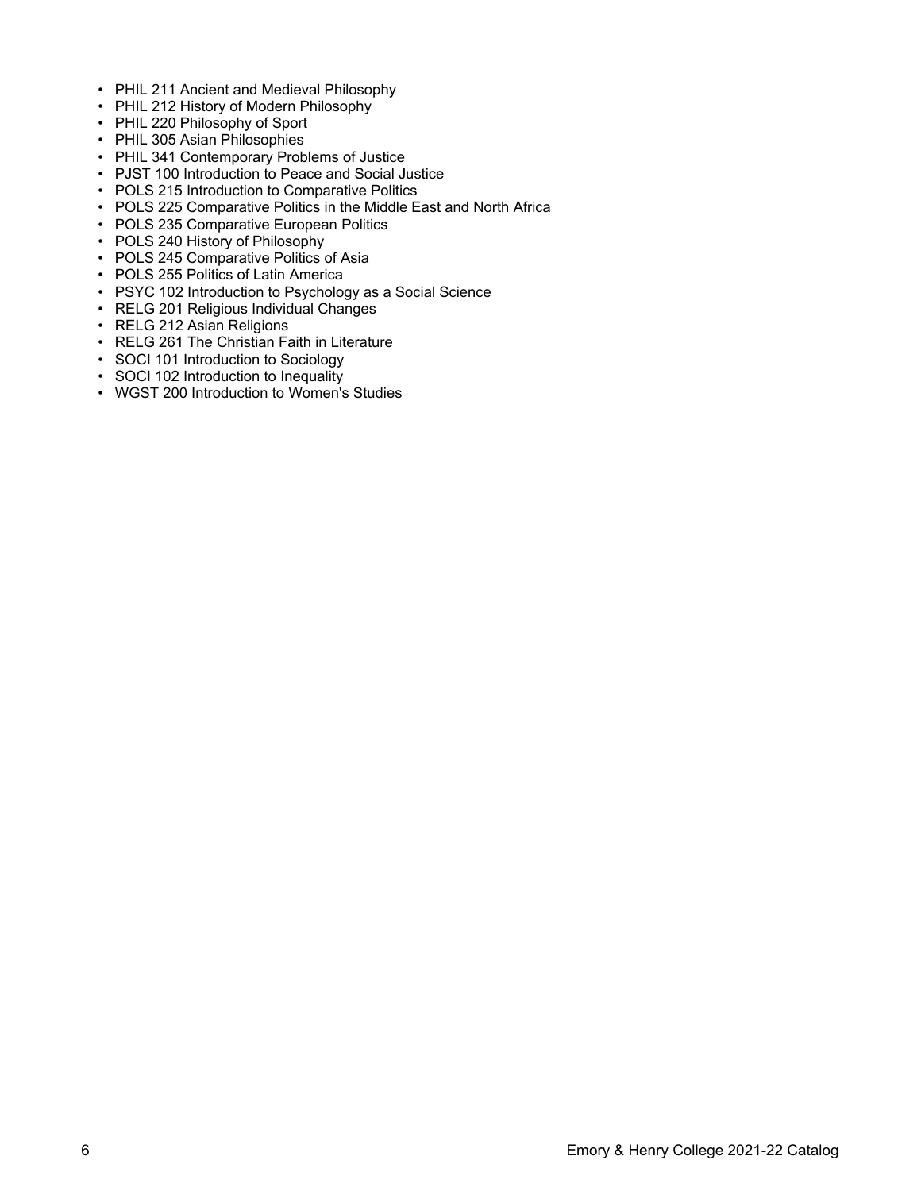- PHIL 211 Ancient and Medieval Philosophy
- PHIL 212 History of Modern Philosophy
- PHIL 220 Philosophy of Sport
- PHIL 305 Asian Philosophies
- PHIL 341 Contemporary Problems of Justice
- PJST 100 Introduction to Peace and Social Justice
- POLS 215 Introduction to Comparative Politics
- POLS 225 Comparative Politics in the Middle East and North Africa
- POLS 235 Comparative European Politics
- POLS 240 History of Philosophy
- POLS 245 Comparative Politics of Asia
- POLS 255 Politics of Latin America
- PSYC 102 Introduction to Psychology as a Social Science
- RELG 201 Religious Individual Changes
- RELG 212 Asian Religions
- RELG 261 The Christian Faith in Literature
- SOCI 101 Introduction to Sociology
- SOCI 102 Introduction to Inequality
- WGST 200 Introduction to Women's Studies